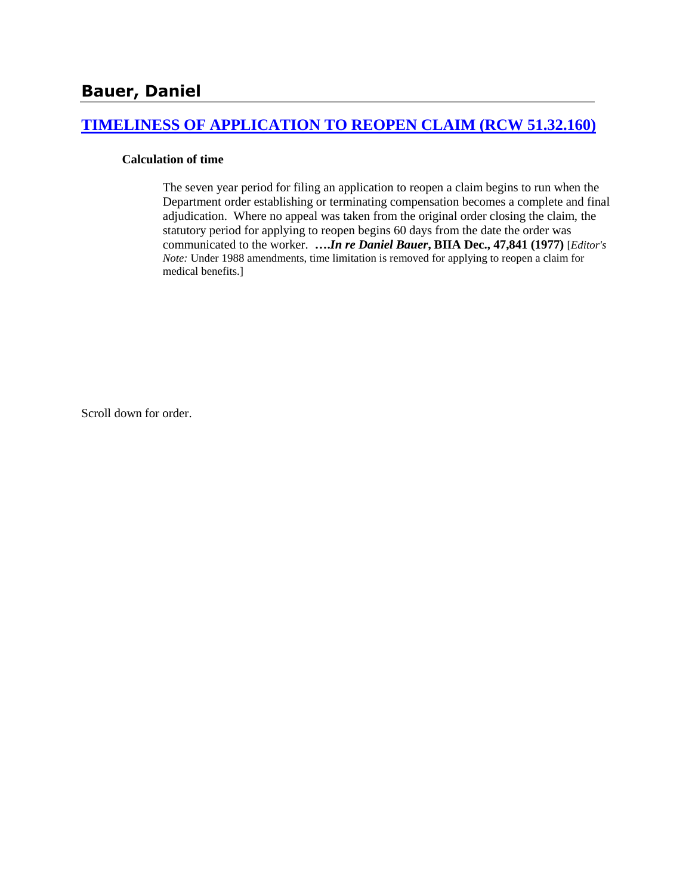## Bauer, Daniel

### [TIMELINESS OF APPLICATION TO REOPEN CLAIM (RCW 51.32.160)]

**Calculation of time**

> The seven year period for filing an application to reopen a claim begins to run when the Department order establishing or terminating compensation becomes a complete and final adjudication. Where no appeal was taken from the original order closing the claim, the statutory period for applying to reopen begins 60 days from the date the order was communicated to the worker. ****….In re Daniel Bauer*, BIIA Dec., 47,841 (1977)** [*Editor's Note:* Under 1988 amendments, time limitation is removed for applying to reopen a claim for medical benefits.]

Scroll down for order.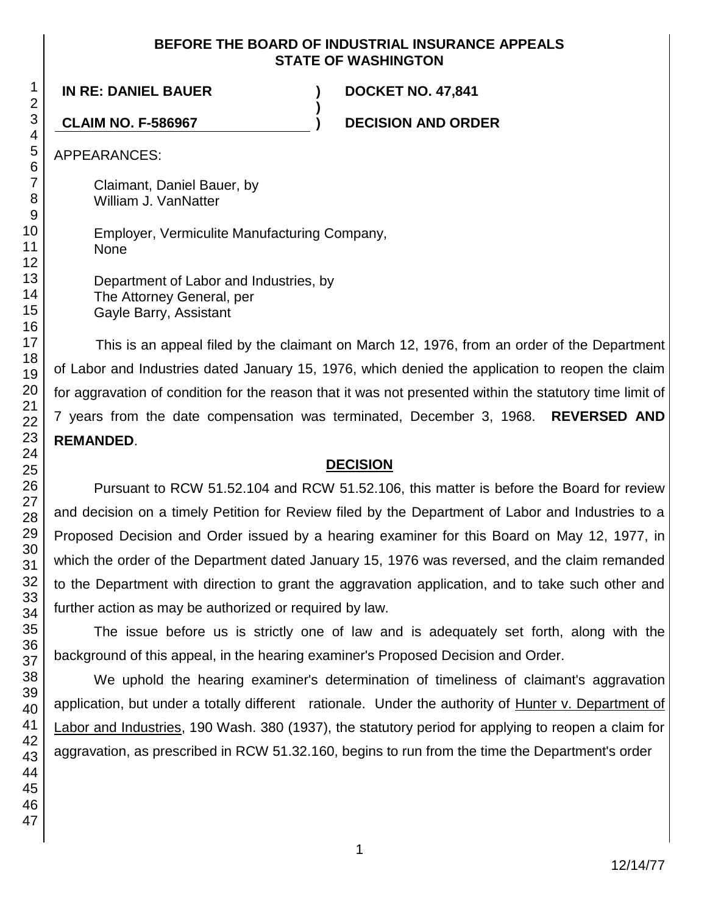**BEFORE THE BOARD OF INDUSTRIAL INSURANCE APPEALS**
**STATE OF WASHINGTON**

| | | |
|---|---|---|
| **IN RE: DANIEL BAUER** | **)** | **DOCKET NO. 47,841** |
| | **)** | |
| **CLAIM NO. F-586967** | **)** | **DECISION AND ORDER** |

APPEARANCES:

Claimant, Daniel Bauer, by
William J. VanNatter

Employer, Vermiculite Manufacturing Company,
None

Department of Labor and Industries, by
The Attorney General, per
Gayle Barry, Assistant

This is an appeal filed by the claimant on March 12, 1976, from an order of the Department of Labor and Industries dated January 15, 1976, which denied the application to reopen the claim for aggravation of condition for the reason that it was not presented within the statutory time limit of 7 years from the date compensation was terminated, December 3, 1968. **REVERSED AND REMANDED**.

## DECISION

Pursuant to RCW 51.52.104 and RCW 51.52.106, this matter is before the Board for review and decision on a timely Petition for Review filed by the Department of Labor and Industries to a Proposed Decision and Order issued by a hearing examiner for this Board on May 12, 1977, in which the order of the Department dated January 15, 1976 was reversed, and the claim remanded to the Department with direction to grant the aggravation application, and to take such other and further action as may be authorized or required by law.

The issue before us is strictly one of law and is adequately set forth, along with the background of this appeal, in the hearing examiner's Proposed Decision and Order.

We uphold the hearing examiner's determination of timeliness of claimant's aggravation application, but under a totally different rationale. Under the authority of Hunter v. Department of Labor and Industries, 190 Wash. 380 (1937), the statutory period for applying to reopen a claim for aggravation, as prescribed in RCW 51.32.160, begins to run from the time the Department's order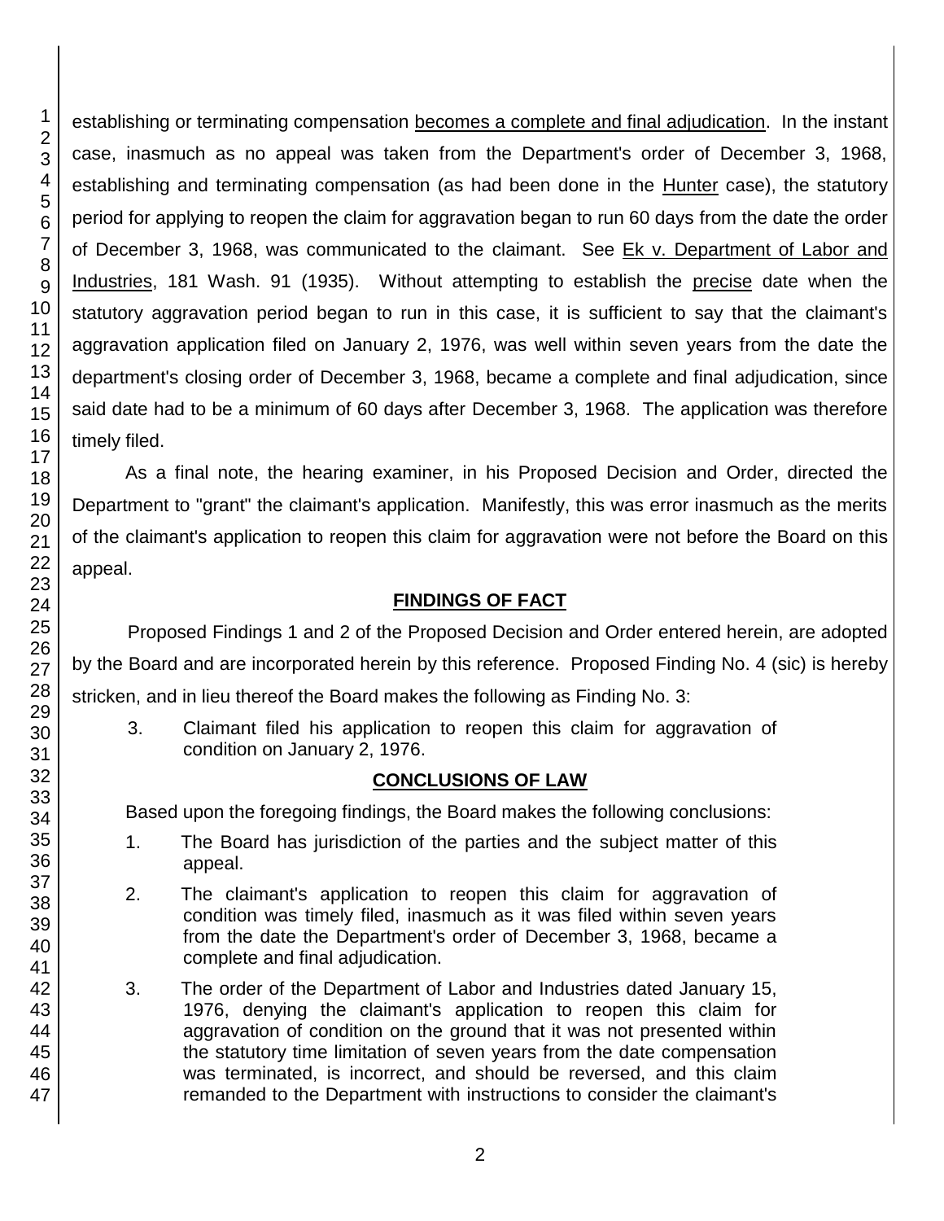establishing or terminating compensation becomes a complete and final adjudication. In the instant case, inasmuch as no appeal was taken from the Department's order of December 3, 1968, establishing and terminating compensation (as had been done in the Hunter case), the statutory period for applying to reopen the claim for aggravation began to run 60 days from the date the order of December 3, 1968, was communicated to the claimant. See Ek v. Department of Labor and Industries, 181 Wash. 91 (1935). Without attempting to establish the precise date when the statutory aggravation period began to run in this case, it is sufficient to say that the claimant's aggravation application filed on January 2, 1976, was well within seven years from the date the department's closing order of December 3, 1968, became a complete and final adjudication, since said date had to be a minimum of 60 days after December 3, 1968. The application was therefore timely filed.

As a final note, the hearing examiner, in his Proposed Decision and Order, directed the Department to "grant" the claimant's application. Manifestly, this was error inasmuch as the merits of the claimant's application to reopen this claim for aggravation were not before the Board on this appeal.

## FINDINGS OF FACT

Proposed Findings 1 and 2 of the Proposed Decision and Order entered herein, are adopted by the Board and are incorporated herein by this reference. Proposed Finding No. 4 (sic) is hereby stricken, and in lieu thereof the Board makes the following as Finding No. 3:

3. Claimant filed his application to reopen this claim for aggravation of condition on January 2, 1976.

## CONCLUSIONS OF LAW

Based upon the foregoing findings, the Board makes the following conclusions:

1. The Board has jurisdiction of the parties and the subject matter of this appeal.
2. The claimant's application to reopen this claim for aggravation of condition was timely filed, inasmuch as it was filed within seven years from the date the Department's order of December 3, 1968, became a complete and final adjudication.
3. The order of the Department of Labor and Industries dated January 15, 1976, denying the claimant's application to reopen this claim for aggravation of condition on the ground that it was not presented within the statutory time limitation of seven years from the date compensation was terminated, is incorrect, and should be reversed, and this claim remanded to the Department with instructions to consider the claimant's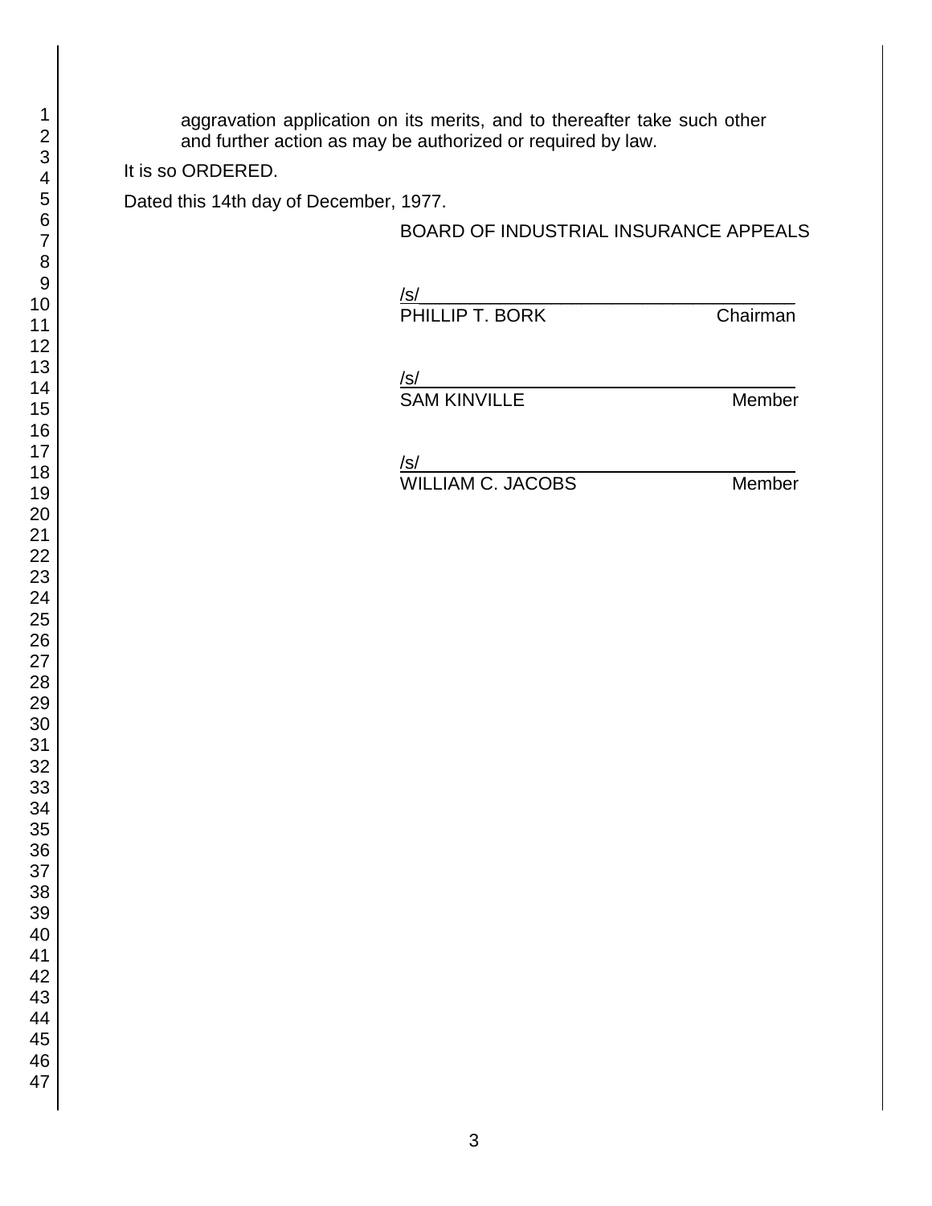aggravation application on its merits, and to thereafter take such other and further action as may be authorized or required by law.

It is so ORDERED.

Dated this 14th day of December, 1977.

BOARD OF INDUSTRIAL INSURANCE APPEALS

/s/
PHILLIP T. BORK Chairman

/s/
SAM KINVILLE Member

/s/
WILLIAM C. JACOBS Member